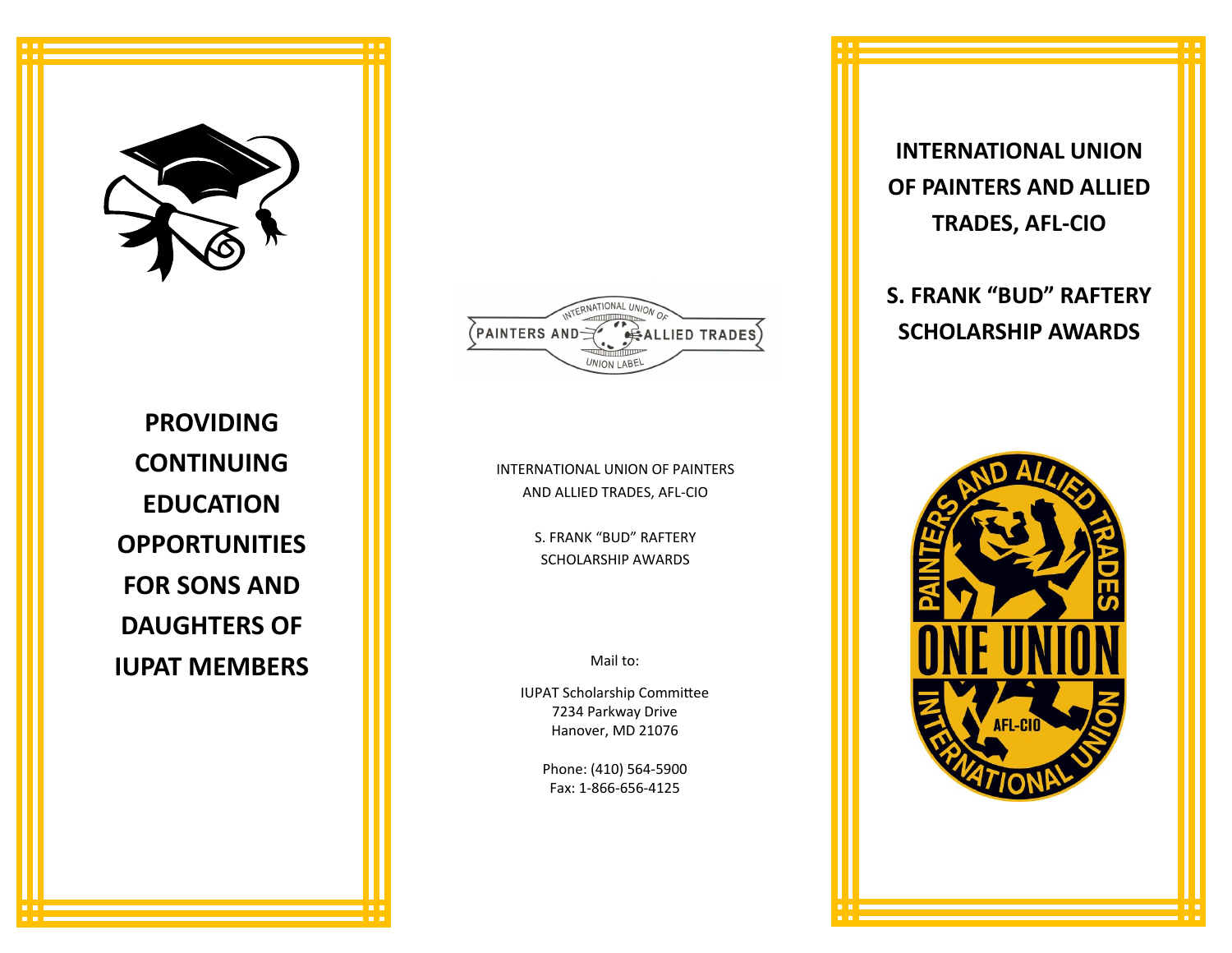**PROVIDING CONTINUING EDUCATION OPPORTUNITIES FOR SONS AND DAUGHTERS OF IUPAT MEMBERS**

INTERNATIONAL UNION OF PAINTERS AND ALLIED TRADES, AFL-CIO

S. FRANK "BUD" RAFTERY SCHOLARSHIP AWARDS

Mail to:

IUPAT Scholarship Committee
7234 Parkway Drive
Hanover, MD 21076

Phone: (410) 564-5900
Fax: 1-866-656-4125

# INTERNATIONAL UNION OF PAINTERS AND ALLIED TRADES, AFL-CIO

## S. FRANK "BUD" RAFTERY SCHOLARSHIP AWARDS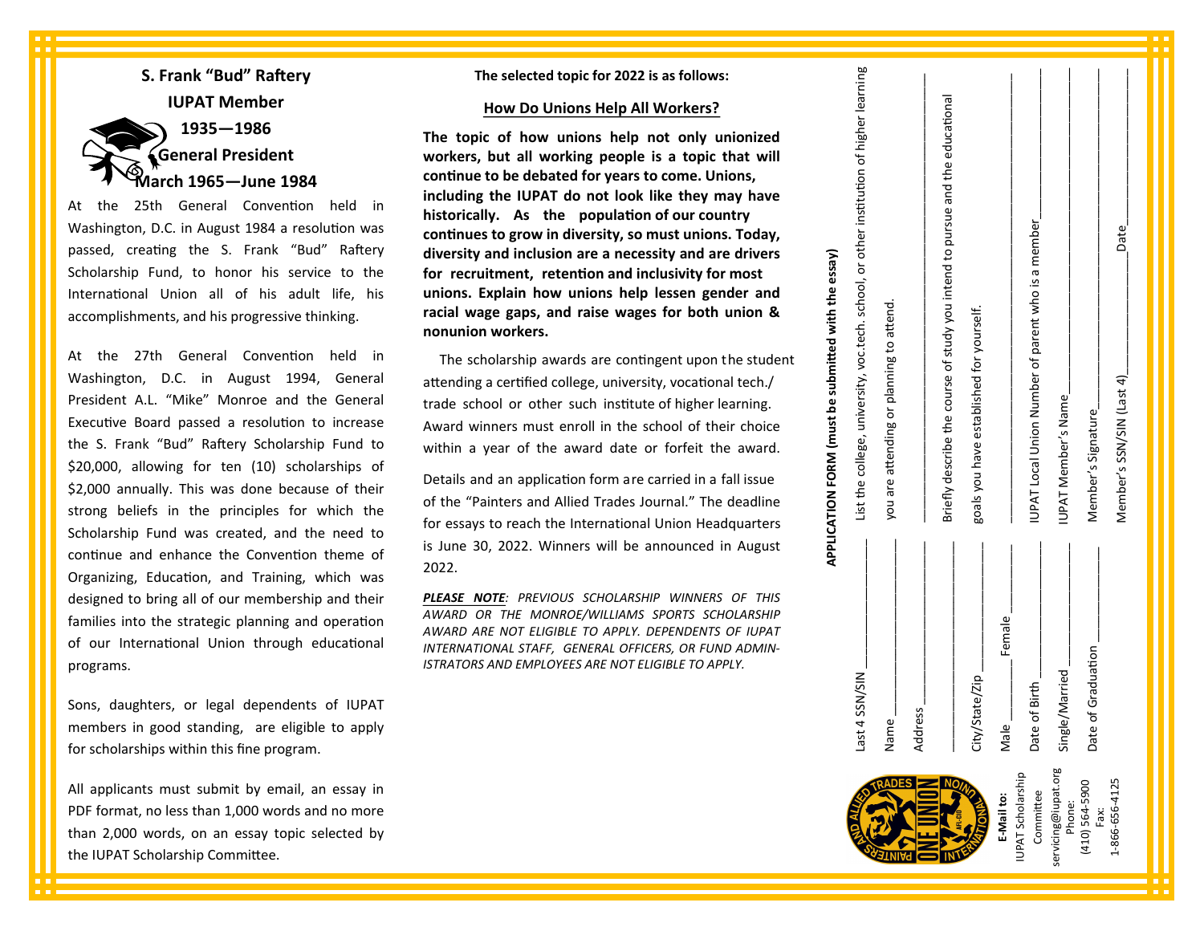## S. Frank "Bud" Raftery

**IUPAT Member**

**1935—1986**

**General President**

**March 1965—June 1984**

At the 25th General Convention held in Washington, D.C. in August 1984 a resolution was passed, creating the S. Frank "Bud" Raftery Scholarship Fund, to honor his service to the International Union all of his adult life, his accomplishments, and his progressive thinking.

At the 27th General Convention held in Washington, D.C. in August 1994, General President A.L. "Mike" Monroe and the General Executive Board passed a resolution to increase the S. Frank "Bud" Raftery Scholarship Fund to $20,000, allowing for ten (10) scholarships of $2,000 annually. This was done because of their strong beliefs in the principles for which the Scholarship Fund was created, and the need to continue and enhance the Convention theme of Organizing, Education, and Training, which was designed to bring all of our membership and their families into the strategic planning and operation of our International Union through educational programs.

Sons, daughters, or legal dependents of IUPAT members in good standing, are eligible to apply for scholarships within this fine program.

All applicants must submit by email, an essay in PDF format, no less than 1,000 words and no more than 2,000 words, on an essay topic selected by the IUPAT Scholarship Committee.

**The selected topic for 2022 is as follows:**

**How Do Unions Help All Workers?**

**The topic of how unions help not only unionized workers, but all working people is a topic that will continue to be debated for years to come. Unions, including the IUPAT do not look like they may have historically. As the population of our country continues to grow in diversity, so must unions. Today, diversity and inclusion are a necessity and are drivers for recruitment, retention and inclusivity for most unions. Explain how unions help lessen gender and racial wage gaps, and raise wages for both union & nonunion workers.**

The scholarship awards are contingent upon the student attending a certified college, university, vocational tech./ trade school or other such institute of higher learning. Award winners must enroll in the school of their choice within a year of the award date or forfeit the award.

Details and an application form are carried in a fall issue of the "Painters and Allied Trades Journal." The deadline for essays to reach the International Union Headquarters is June 30, 2022. Winners will be announced in August 2022.

***PLEASE NOTE**: PREVIOUS SCHOLARSHIP WINNERS OF THIS AWARD OR THE MONROE/WILLIAMS SPORTS SCHOLARSHIP AWARD ARE NOT ELIGIBLE TO APPLY. DEPENDENTS OF IUPAT INTERNATIONAL STAFF, GENERAL OFFICERS, OR FUND ADMINISTRATORS AND EMPLOYEES ARE NOT ELIGIBLE TO APPLY.*

### APPLICATION FORM (must be submitted with the essay)

Last 4 SSN/SIN ____________

Name ____________

Address ____________

____________

City/State/Zip ____________

Male ______ Female ______

Date of Birth ____________

Single/Married ____________

Date of Graduation ____________

List the college, university, voc.tech. school, or other institution of higher learning you are attending or planning to attend.

____________

Briefly describe the course of study you intend to pursue and the educational goals you have established for yourself.

____________

IUPAT Local Union Number of parent who is a member ____________

IUPAT Member's Name ____________

Member's Signature ____________

Member's SSN/SIN (Last 4) ____________ Date ____________

**E-Mail to:**
IUPAT Scholarship Committee
servicing@iupat.org
Phone:
(410) 564-5900
Fax:
1-866-656-4125